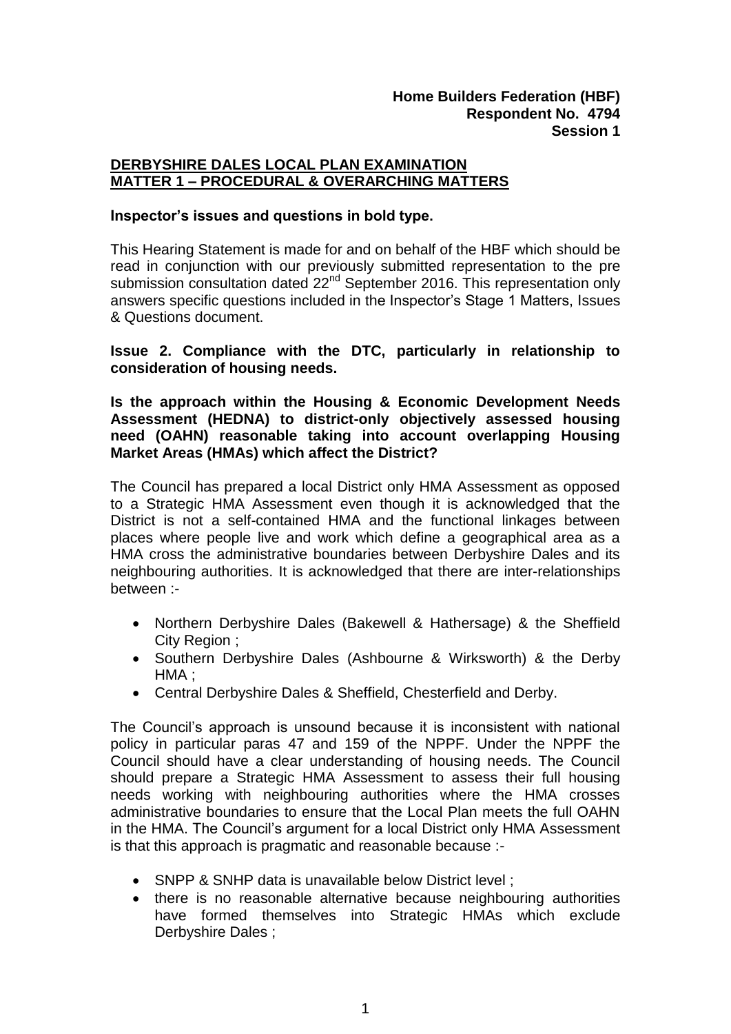**Home Builders Federation (HBF)**
**Respondent No. 4794**
**Session 1**

**DERBYSHIRE DALES LOCAL PLAN EXAMINATION**
**MATTER 1 – PROCEDURAL & OVERARCHING MATTERS**

**Inspector's issues and questions in bold type.**

This Hearing Statement is made for and on behalf of the HBF which should be read in conjunction with our previously submitted representation to the pre submission consultation dated 22nd September 2016. This representation only answers specific questions included in the Inspector's Stage 1 Matters, Issues & Questions document.

**Issue 2. Compliance with the DTC, particularly in relationship to consideration of housing needs.**

**Is the approach within the Housing & Economic Development Needs Assessment (HEDNA) to district-only objectively assessed housing need (OAHN) reasonable taking into account overlapping Housing Market Areas (HMAs) which affect the District?**

The Council has prepared a local District only HMA Assessment as opposed to a Strategic HMA Assessment even though it is acknowledged that the District is not a self-contained HMA and the functional linkages between places where people live and work which define a geographical area as a HMA cross the administrative boundaries between Derbyshire Dales and its neighbouring authorities. It is acknowledged that there are inter-relationships between :-

- Northern Derbyshire Dales (Bakewell & Hathersage) & the Sheffield City Region ;
- Southern Derbyshire Dales (Ashbourne & Wirksworth) & the Derby HMA ;
- Central Derbyshire Dales & Sheffield, Chesterfield and Derby.

The Council's approach is unsound because it is inconsistent with national policy in particular paras 47 and 159 of the NPPF. Under the NPPF the Council should have a clear understanding of housing needs. The Council should prepare a Strategic HMA Assessment to assess their full housing needs working with neighbouring authorities where the HMA crosses administrative boundaries to ensure that the Local Plan meets the full OAHN in the HMA. The Council's argument for a local District only HMA Assessment is that this approach is pragmatic and reasonable because :-

- SNPP & SNHP data is unavailable below District level ;
- there is no reasonable alternative because neighbouring authorities have formed themselves into Strategic HMAs which exclude Derbyshire Dales ;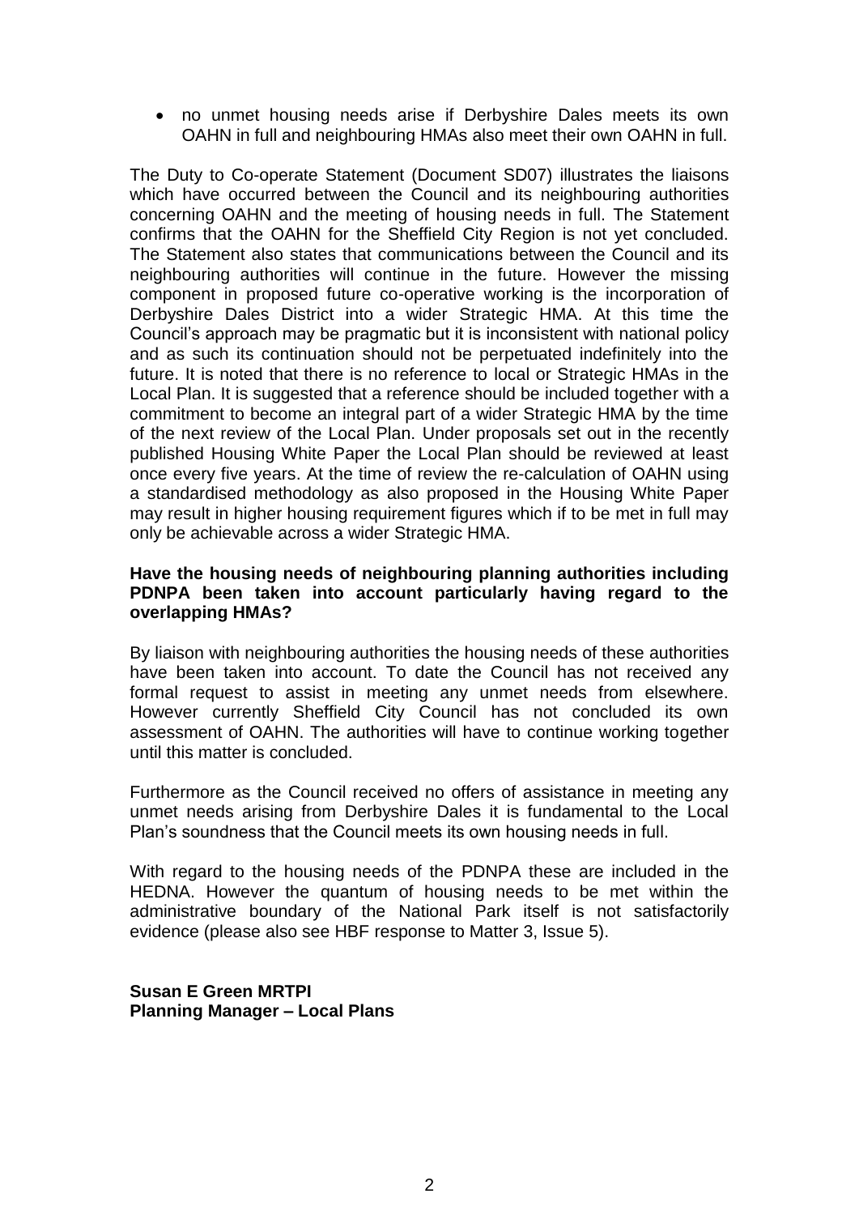- no unmet housing needs arise if Derbyshire Dales meets its own OAHN in full and neighbouring HMAs also meet their own OAHN in full.

The Duty to Co-operate Statement (Document SD07) illustrates the liaisons which have occurred between the Council and its neighbouring authorities concerning OAHN and the meeting of housing needs in full. The Statement confirms that the OAHN for the Sheffield City Region is not yet concluded. The Statement also states that communications between the Council and its neighbouring authorities will continue in the future. However the missing component in proposed future co-operative working is the incorporation of Derbyshire Dales District into a wider Strategic HMA. At this time the Council's approach may be pragmatic but it is inconsistent with national policy and as such its continuation should not be perpetuated indefinitely into the future. It is noted that there is no reference to local or Strategic HMAs in the Local Plan. It is suggested that a reference should be included together with a commitment to become an integral part of a wider Strategic HMA by the time of the next review of the Local Plan. Under proposals set out in the recently published Housing White Paper the Local Plan should be reviewed at least once every five years. At the time of review the re-calculation of OAHN using a standardised methodology as also proposed in the Housing White Paper may result in higher housing requirement figures which if to be met in full may only be achievable across a wider Strategic HMA.

**Have the housing needs of neighbouring planning authorities including PDNPA been taken into account particularly having regard to the overlapping HMAs?**

By liaison with neighbouring authorities the housing needs of these authorities have been taken into account. To date the Council has not received any formal request to assist in meeting any unmet needs from elsewhere. However currently Sheffield City Council has not concluded its own assessment of OAHN. The authorities will have to continue working together until this matter is concluded.

Furthermore as the Council received no offers of assistance in meeting any unmet needs arising from Derbyshire Dales it is fundamental to the Local Plan's soundness that the Council meets its own housing needs in full.

With regard to the housing needs of the PDNPA these are included in the HEDNA. However the quantum of housing needs to be met within the administrative boundary of the National Park itself is not satisfactorily evidence (please also see HBF response to Matter 3, Issue 5).

**Susan E Green MRTPI**
**Planning Manager – Local Plans**